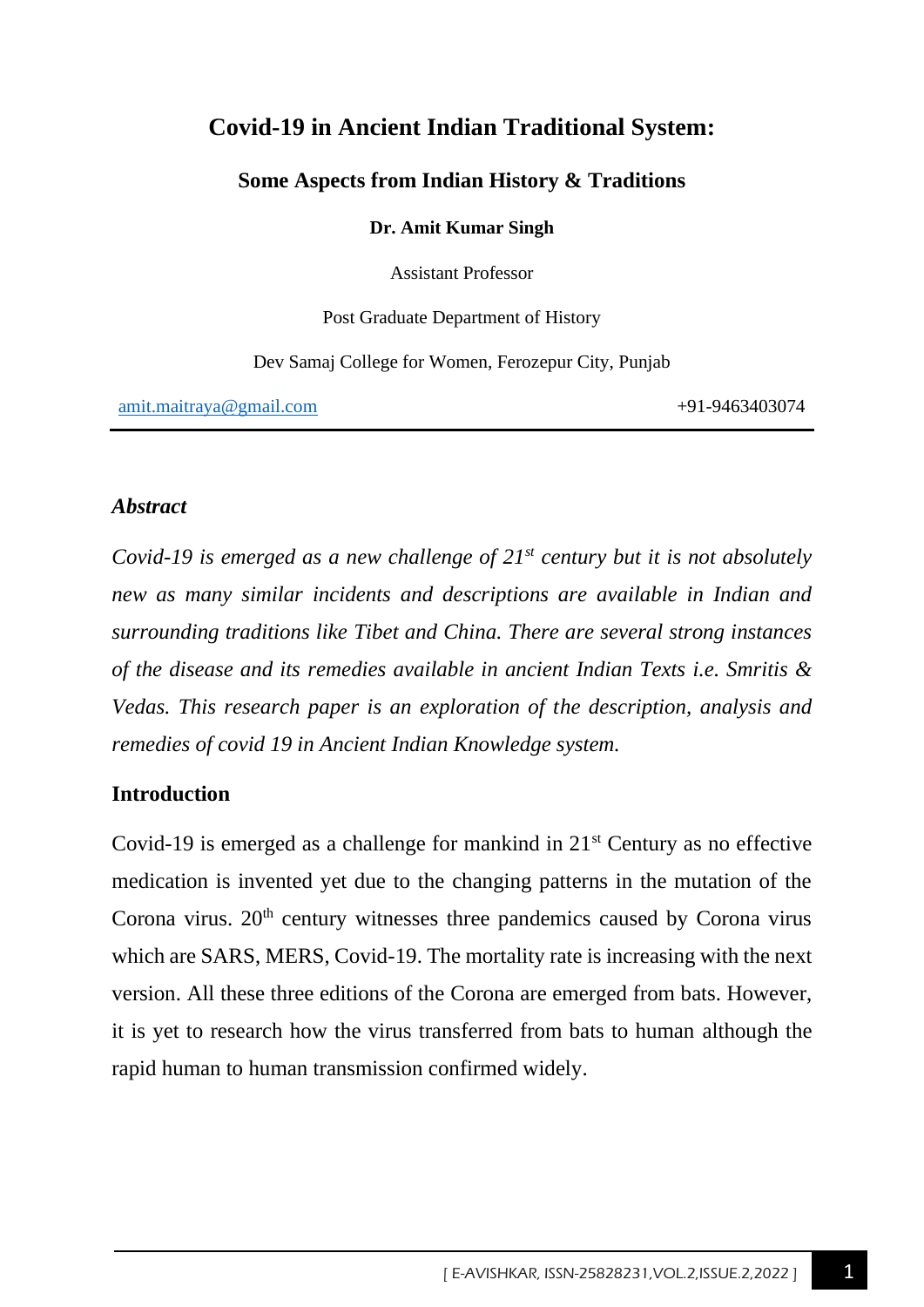# Covid-19 in Ancient Indian Traditional System:

## Some Aspects from Indian History & Traditions

**Dr. Amit Kumar Singh**

Assistant Professor

Post Graduate Department of History

Dev Samaj College for Women, Ferozepur City, Punjab

amit.maitraya@gmail.com +91-9463403074

### *Abstract*

*Covid-19 is emerged as a new challenge of 21st century but it is not absolutely new as many similar incidents and descriptions are available in Indian and surrounding traditions like Tibet and China. There are several strong instances of the disease and its remedies available in ancient Indian Texts i.e. Smritis & Vedas. This research paper is an exploration of the description, analysis and remedies of covid 19 in Ancient Indian Knowledge system.*

### Introduction

Covid-19 is emerged as a challenge for mankind in 21st Century as no effective medication is invented yet due to the changing patterns in the mutation of the Corona virus. 20th century witnesses three pandemics caused by Corona virus which are SARS, MERS, Covid-19. The mortality rate is increasing with the next version. All these three editions of the Corona are emerged from bats. However, it is yet to research how the virus transferred from bats to human although the rapid human to human transmission confirmed widely.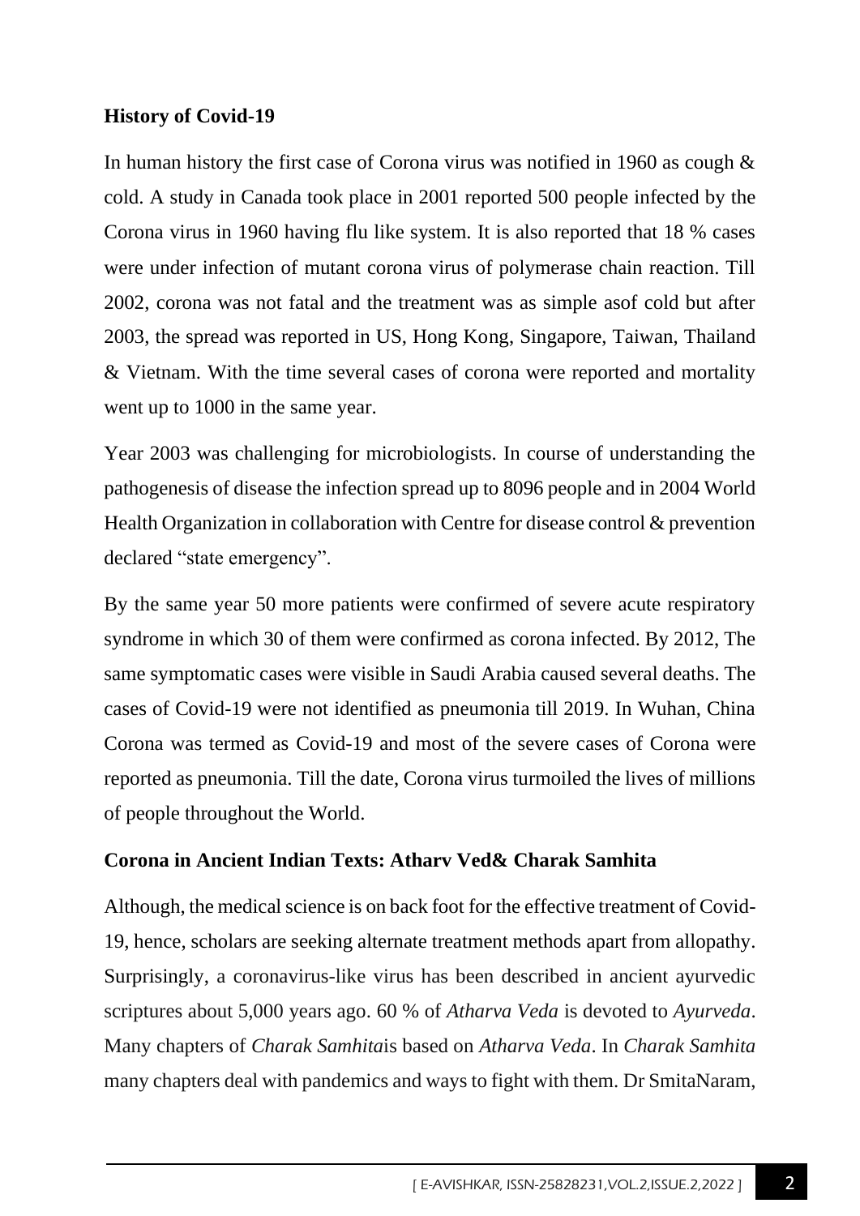**History of Covid-19**

In human history the first case of Corona virus was notified in 1960 as cough & cold. A study in Canada took place in 2001 reported 500 people infected by the Corona virus in 1960 having flu like system. It is also reported that 18 % cases were under infection of mutant corona virus of polymerase chain reaction. Till 2002, corona was not fatal and the treatment was as simple asof cold but after 2003, the spread was reported in US, Hong Kong, Singapore, Taiwan, Thailand & Vietnam. With the time several cases of corona were reported and mortality went up to 1000 in the same year.

Year 2003 was challenging for microbiologists. In course of understanding the pathogenesis of disease the infection spread up to 8096 people and in 2004 World Health Organization in collaboration with Centre for disease control & prevention declared "state emergency".

By the same year 50 more patients were confirmed of severe acute respiratory syndrome in which 30 of them were confirmed as corona infected. By 2012, The same symptomatic cases were visible in Saudi Arabia caused several deaths. The cases of Covid-19 were not identified as pneumonia till 2019. In Wuhan, China Corona was termed as Covid-19 and most of the severe cases of Corona were reported as pneumonia. Till the date, Corona virus turmoiled the lives of millions of people throughout the World.

**Corona in Ancient Indian Texts: Atharv Ved& Charak Samhita**

Although, the medical science is on back foot for the effective treatment of Covid-19, hence, scholars are seeking alternate treatment methods apart from allopathy. Surprisingly, a coronavirus-like virus has been described in ancient ayurvedic scriptures about 5,000 years ago. 60 % of *Atharva Veda* is devoted to *Ayurveda*. Many chapters of *Charak Samhita*is based on *Atharva Veda*. In *Charak Samhita* many chapters deal with pandemics and ways to fight with them. Dr SmitaNaram,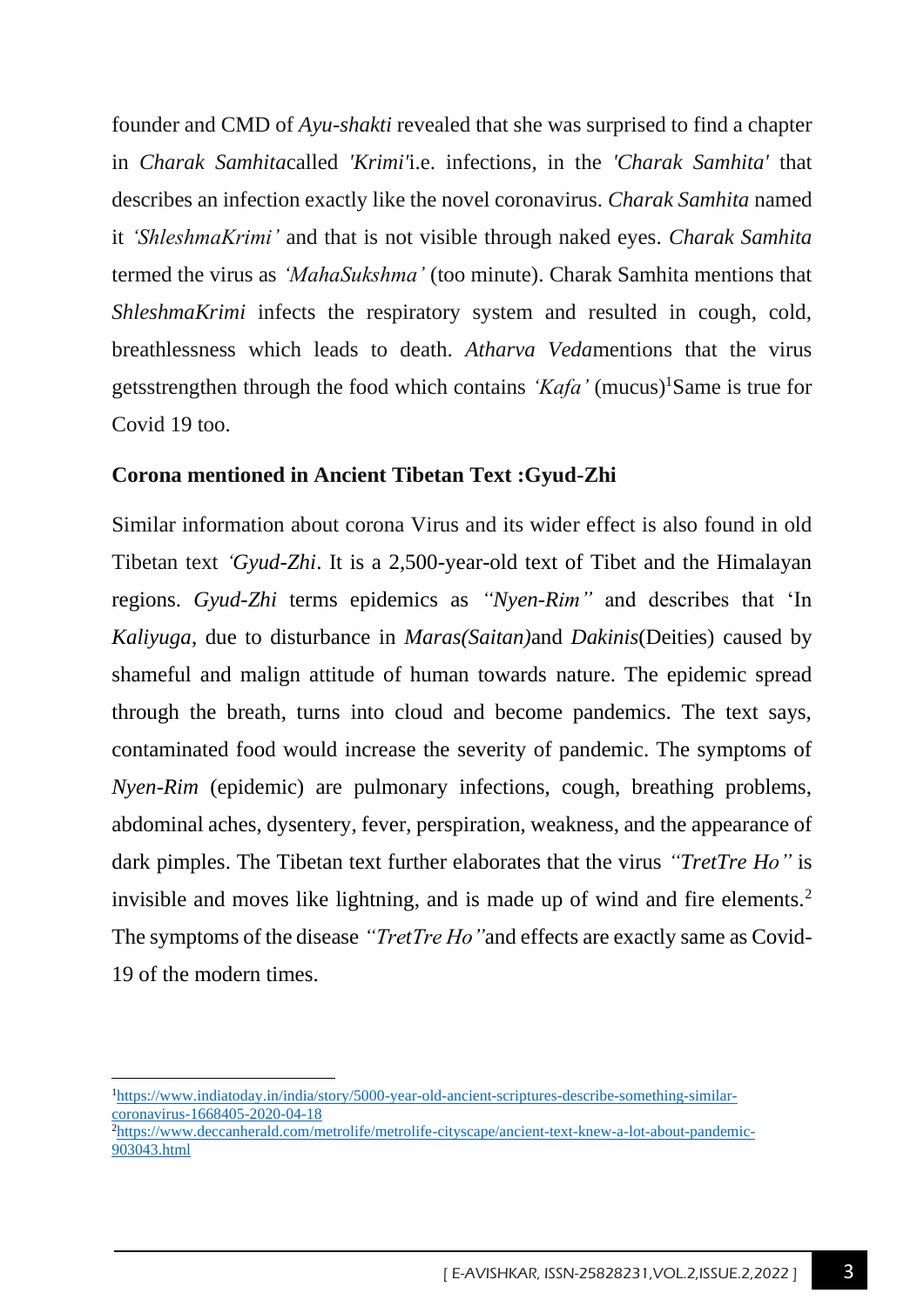founder and CMD of *Ayu-shakti* revealed that she was surprised to find a chapter in *Charak Samhita*called *'Krimi'*i.e. infections, in the *'Charak Samhita'* that describes an infection exactly like the novel coronavirus. *Charak Samhita* named it *'ShleshmaKrimi'* and that is not visible through naked eyes. *Charak Samhita* termed the virus as *'MahaSukshma'* (too minute). Charak Samhita mentions that *ShleshmaKrimi* infects the respiratory system and resulted in cough, cold, breathlessness which leads to death. *Atharva Veda*mentions that the virus getsstrengthen through the food which contains *'Kafa'* (mucus)[1]Same is true for Covid 19 too.

**Corona mentioned in Ancient Tibetan Text :Gyud-Zhi**

Similar information about corona Virus and its wider effect is also found in old Tibetan text *'Gyud-Zhi*. It is a 2,500-year-old text of Tibet and the Himalayan regions. *Gyud-Zhi* terms epidemics as *"Nyen-Rim"* and describes that 'In *Kaliyuga*, due to disturbance in *Maras(Saitan)*and *Dakinis*(Deities) caused by shameful and malign attitude of human towards nature. The epidemic spread through the breath, turns into cloud and become pandemics. The text says, contaminated food would increase the severity of pandemic. The symptoms of *Nyen-Rim* (epidemic) are pulmonary infections, cough, breathing problems, abdominal aches, dysentery, fever, perspiration, weakness, and the appearance of dark pimples. The Tibetan text further elaborates that the virus *"TretTre Ho"* is invisible and moves like lightning, and is made up of wind and fire elements.[2] The symptoms of the disease *"TretTre Ho"*and effects are exactly same as Covid-19 of the modern times.

---

[1]https://www.indiatoday.in/india/story/5000-year-old-ancient-scriptures-describe-something-similar-coronavirus-1668405-2020-04-18

[2]https://www.deccanherald.com/metrolife/metrolife-cityscape/ancient-text-knew-a-lot-about-pandemic-903043.html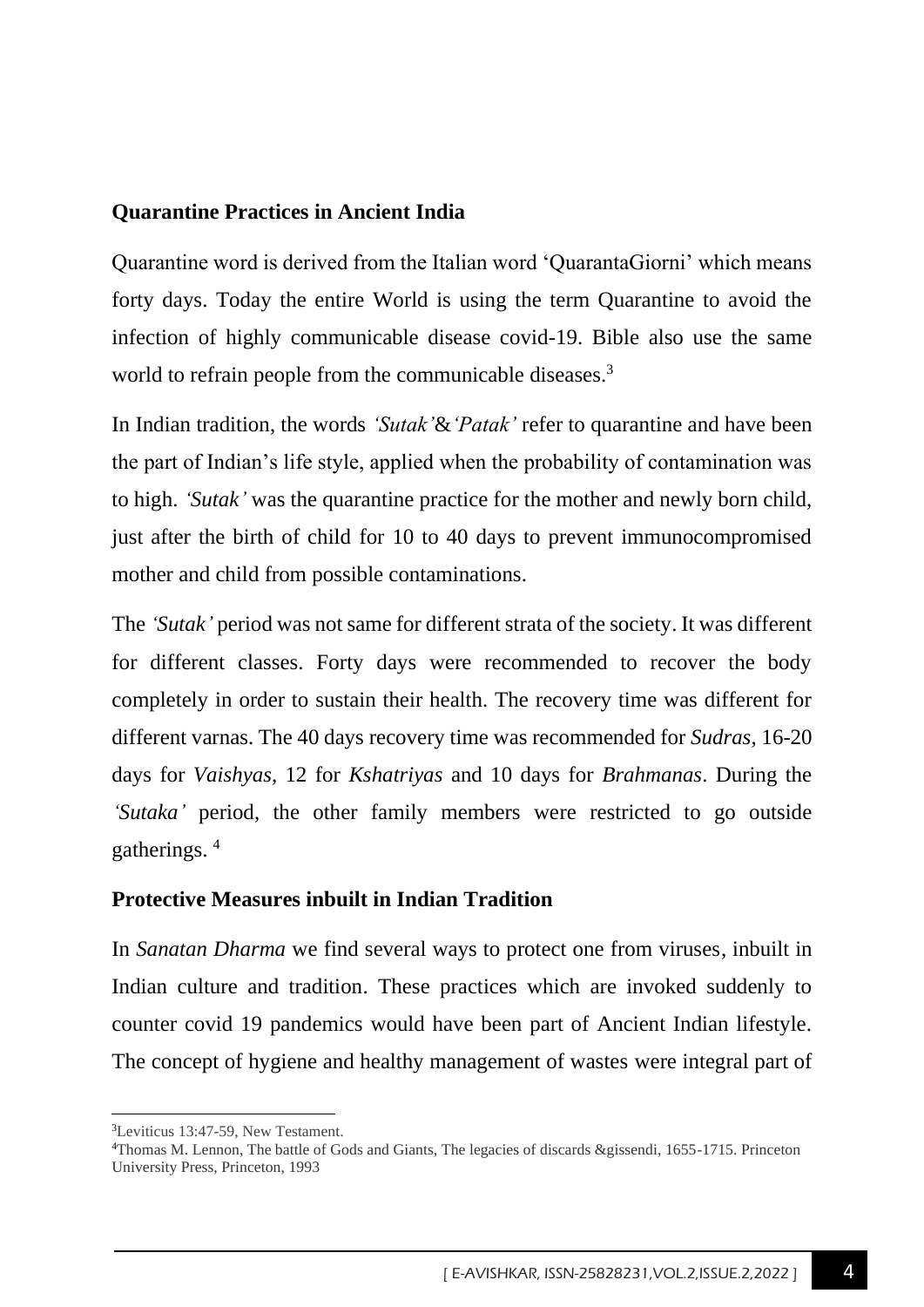**Quarantine Practices in Ancient India**

Quarantine word is derived from the Italian word 'QuarantaGiorni' which means forty days. Today the entire World is using the term Quarantine to avoid the infection of highly communicable disease covid-19. Bible also use the same world to refrain people from the communicable diseases.[3]

In Indian tradition, the words *'Sutak'*&*'Patak'* refer to quarantine and have been the part of Indian's life style, applied when the probability of contamination was to high. *'Sutak'* was the quarantine practice for the mother and newly born child, just after the birth of child for 10 to 40 days to prevent immunocompromised mother and child from possible contaminations.

The *'Sutak'* period was not same for different strata of the society. It was different for different classes. Forty days were recommended to recover the body completely in order to sustain their health. The recovery time was different for different varnas. The 40 days recovery time was recommended for *Sudras*, 16-20 days for *Vaishyas*, 12 for *Kshatriyas* and 10 days for *Brahmanas*. During the *'Sutaka'* period, the other family members were restricted to go outside gatherings. [4]

**Protective Measures inbuilt in Indian Tradition**

In *Sanatan Dharma* we find several ways to protect one from viruses, inbuilt in Indian culture and tradition. These practices which are invoked suddenly to counter covid 19 pandemics would have been part of Ancient Indian lifestyle. The concept of hygiene and healthy management of wastes were integral part of

---

[3]Leviticus 13:47-59, New Testament.

[4]Thomas M. Lennon, The battle of Gods and Giants, The legacies of discards &gissendi, 1655-1715. Princeton University Press, Princeton, 1993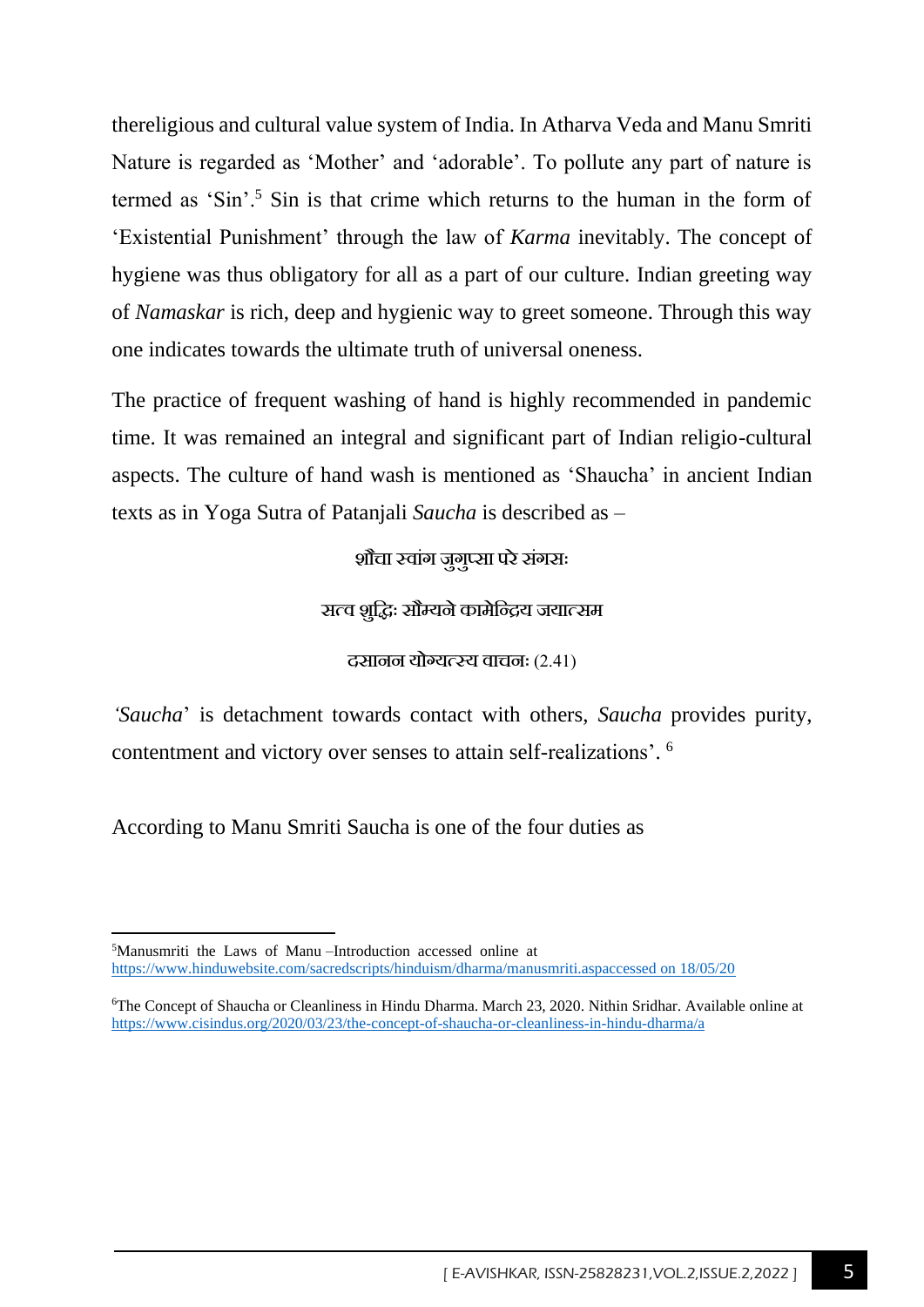thereligious and cultural value system of India. In Atharva Veda and Manu Smriti Nature is regarded as 'Mother' and 'adorable'. To pollute any part of nature is termed as 'Sin'.[5] Sin is that crime which returns to the human in the form of 'Existential Punishment' through the law of *Karma* inevitably. The concept of hygiene was thus obligatory for all as a part of our culture. Indian greeting way of *Namaskar* is rich, deep and hygienic way to greet someone. Through this way one indicates towards the ultimate truth of universal oneness.

The practice of frequent washing of hand is highly recommended in pandemic time. It was remained an integral and significant part of Indian religio-cultural aspects. The culture of hand wash is mentioned as 'Shaucha' in ancient Indian texts as in Yoga Sutra of Patanjali *Saucha* is described as –

शौचा स्वांग जुगुप्सा परे संगसः

सत्व शुद्धिः सौम्यने कामेन्द्रिय जयात्सम

दसानन योग्यत्स्य वाचनः (2.41)

*'Saucha*' is detachment towards contact with others, *Saucha* provides purity, contentment and victory over senses to attain self-realizations'. [6]

According to Manu Smriti Saucha is one of the four duties as

---

[5]Manusmriti the Laws of Manu –Introduction accessed online at https://www.hinduwebsite.com/sacredscripts/hinduism/dharma/manusmriti.aspaccessed on 18/05/20

[6]The Concept of Shaucha or Cleanliness in Hindu Dharma. March 23, 2020. Nithin Sridhar. Available online at https://www.cisindus.org/2020/03/23/the-concept-of-shaucha-or-cleanliness-in-hindu-dharma/a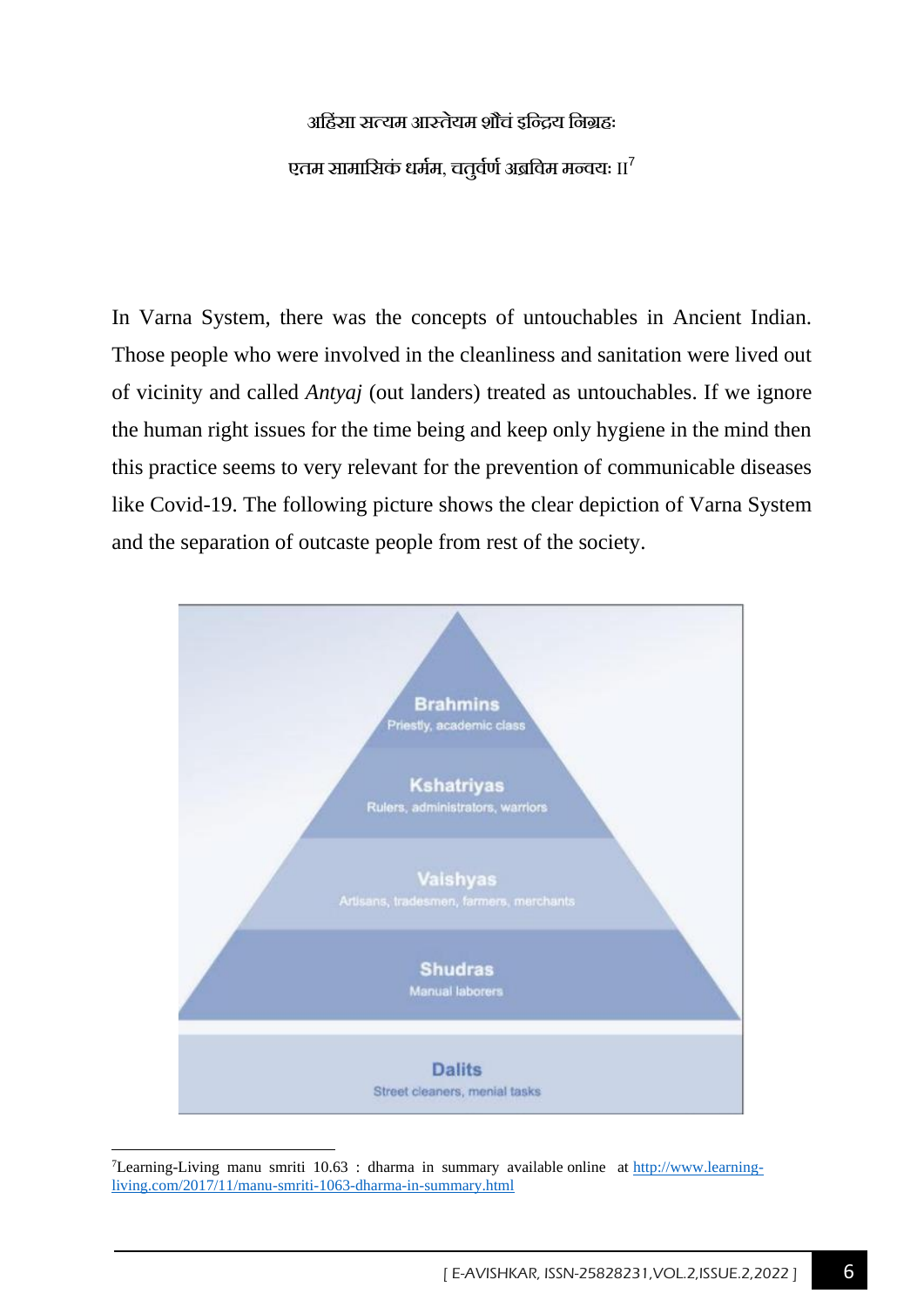अहिंसा सत्यम आस्तेयम शौचं इन्द्रिय निग्रहः

एतम सामासिकं धर्मम, चतुर्वर्ण अब्रविम मन्वयः II[7]

In Varna System, there was the concepts of untouchables in Ancient Indian. Those people who were involved in the cleanliness and sanitation were lived out of vicinity and called *Antyaj* (out landers) treated as untouchables. If we ignore the human right issues for the time being and keep only hygiene in the mind then this practice seems to very relevant for the prevention of communicable diseases like Covid-19. The following picture shows the clear depiction of Varna System and the separation of outcaste people from rest of the society.

**Brahmins**
Priestly, academic class

**Kshatriyas**
Rulers, administrators, warriors

**Vaishyas**
Artisans, tradesmen, farmers, merchants

**Shudras**
Manual laborers

**Dalits**
Street cleaners, menial tasks

---

[7] Learning-Living manu smriti 10.63 : dharma in summary available online at http://www.learning-living.com/2017/11/manu-smriti-1063-dharma-in-summary.html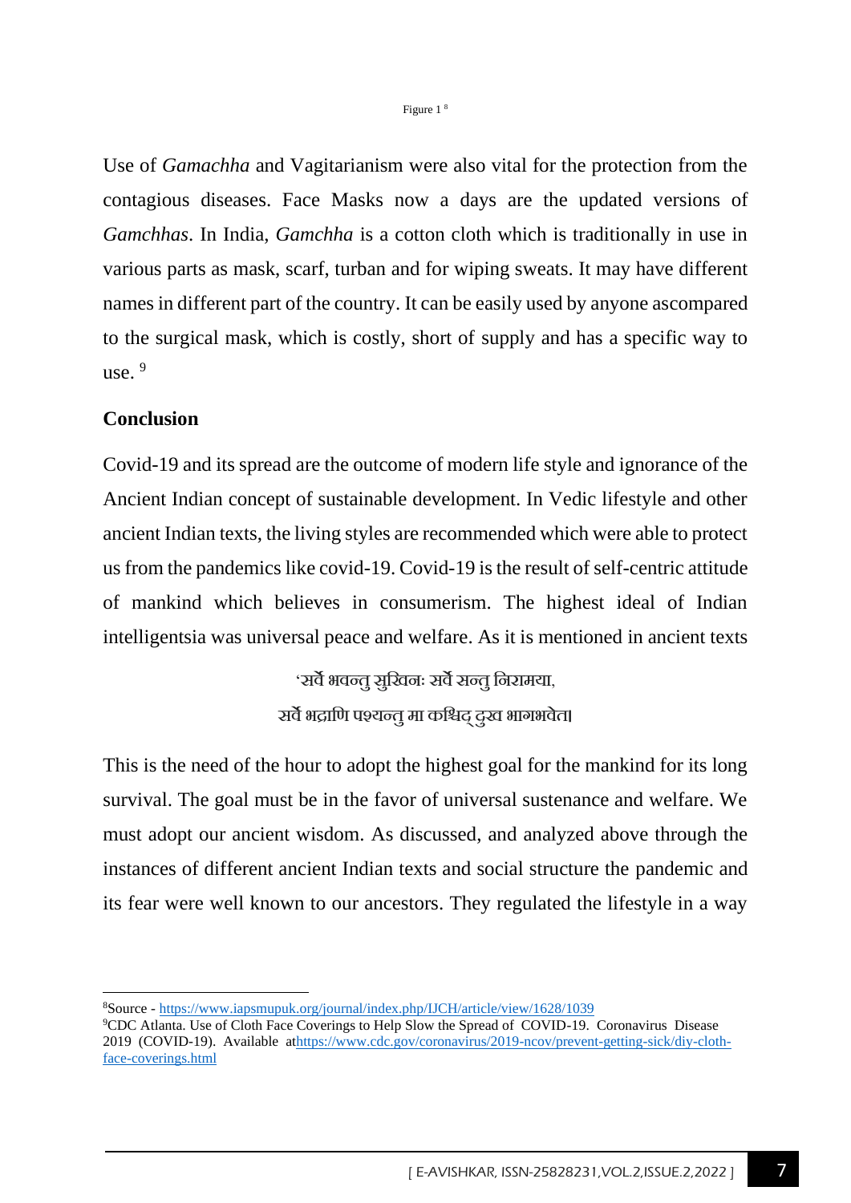Figure 1 [8]

Use of *Gamachha* and Vagitarianism were also vital for the protection from the contagious diseases. Face Masks now a days are the updated versions of *Gamchhas*. In India, *Gamchha* is a cotton cloth which is traditionally in use in various parts as mask, scarf, turban and for wiping sweats. It may have different names in different part of the country. It can be easily used by anyone ascompared to the surgical mask, which is costly, short of supply and has a specific way to use. [9]

## Conclusion

Covid-19 and its spread are the outcome of modern life style and ignorance of the Ancient Indian concept of sustainable development. In Vedic lifestyle and other ancient Indian texts, the living styles are recommended which were able to protect us from the pandemics like covid-19. Covid-19 is the result of self-centric attitude of mankind which believes in consumerism. The highest ideal of Indian intelligentsia was universal peace and welfare. As it is mentioned in ancient texts

'सर्वे भवन्तु सुखिनः सर्वे सन्तु निरामया,
सर्वे भद्राणि पश्यन्तु मा कश्चिद् दुख भागभवेत।

This is the need of the hour to adopt the highest goal for the mankind for its long survival. The goal must be in the favor of universal sustenance and welfare. We must adopt our ancient wisdom. As discussed, and analyzed above through the instances of different ancient Indian texts and social structure the pandemic and its fear were well known to our ancestors. They regulated the lifestyle in a way

---

[8] Source - https://www.iapsmupuk.org/journal/index.php/IJCH/article/view/1628/1039

[9] CDC Atlanta. Use of Cloth Face Coverings to Help Slow the Spread of COVID-19. Coronavirus Disease 2019 (COVID-19). Available athttps://www.cdc.gov/coronavirus/2019-ncov/prevent-getting-sick/diy-cloth-face-coverings.html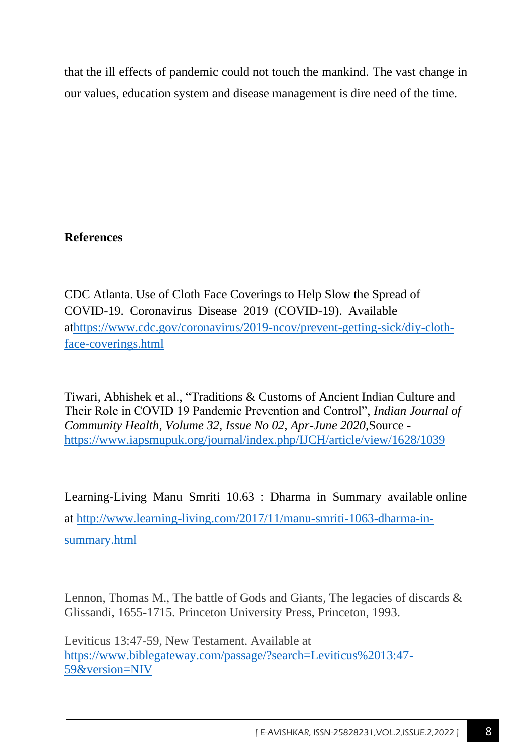that the ill effects of pandemic could not touch the mankind. The vast change in our values, education system and disease management is dire need of the time.

**References**

CDC Atlanta. Use of Cloth Face Coverings to Help Slow the Spread of COVID-19. Coronavirus Disease 2019 (COVID-19). Available athttps://www.cdc.gov/coronavirus/2019-ncov/prevent-getting-sick/diy-cloth-face-coverings.html

Tiwari, Abhishek et al., "Traditions & Customs of Ancient Indian Culture and Their Role in COVID 19 Pandemic Prevention and Control", *Indian Journal of Community Health, Volume 32, Issue No 02, Apr-June 2020,*Source - https://www.iapsmupuk.org/journal/index.php/IJCH/article/view/1628/1039

Learning-Living Manu Smriti 10.63 : Dharma in Summary available online at http://www.learning-living.com/2017/11/manu-smriti-1063-dharma-in-summary.html

Lennon, Thomas M., The battle of Gods and Giants, The legacies of discards & Glissandi, 1655-1715. Princeton University Press, Princeton, 1993.

Leviticus 13:47-59, New Testament. Available at https://www.biblegateway.com/passage/?search=Leviticus%2013:47-59&version=NIV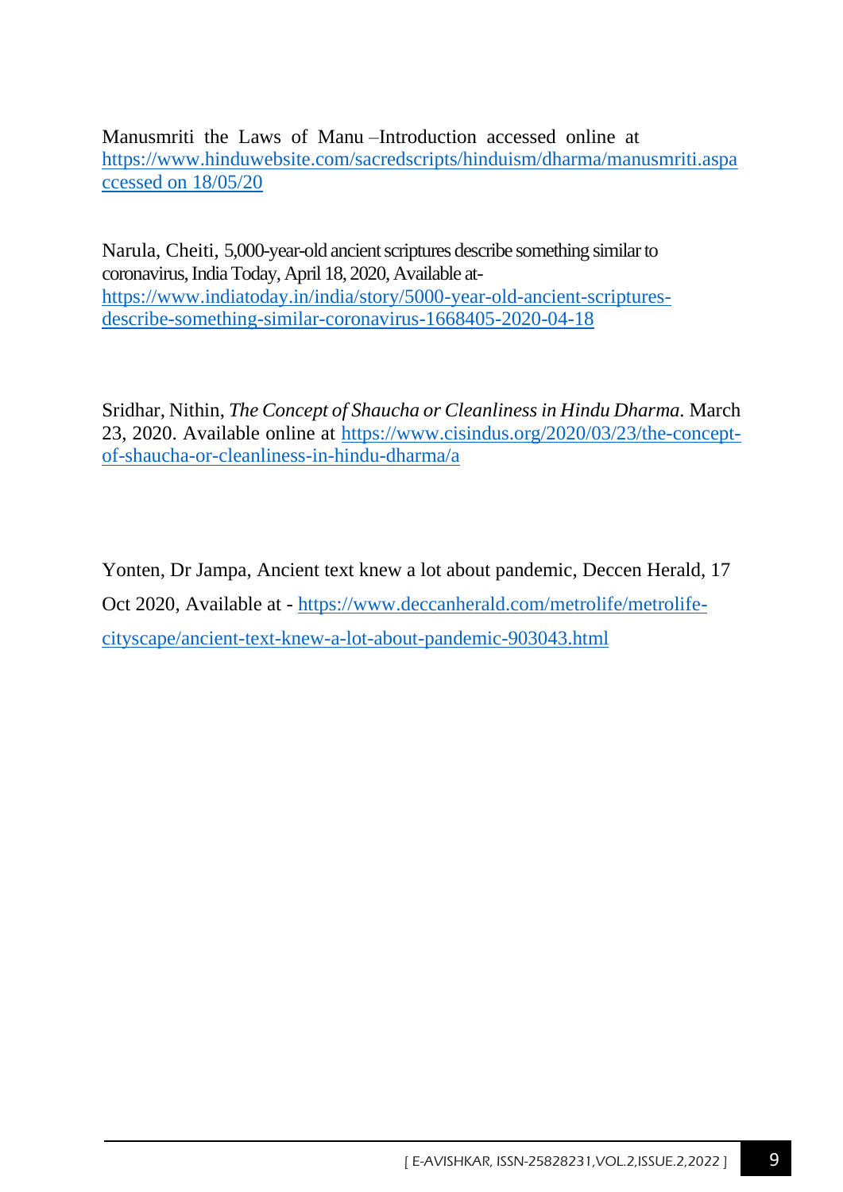Manusmriti the Laws of Manu –Introduction accessed online at https://www.hinduwebsite.com/sacredscripts/hinduism/dharma/manusmriti.aspa ccessed on 18/05/20

Narula, Cheiti, 5,000-year-old ancient scriptures describe something similar to coronavirus, India Today, April 18, 2020, Available at- https://www.indiatoday.in/india/story/5000-year-old-ancient-scriptures-describe-something-similar-coronavirus-1668405-2020-04-18

Sridhar, Nithin, *The Concept of Shaucha or Cleanliness in Hindu Dharma*. March 23, 2020. Available online at https://www.cisindus.org/2020/03/23/the-concept-of-shaucha-or-cleanliness-in-hindu-dharma/a

Yonten, Dr Jampa, Ancient text knew a lot about pandemic, Deccen Herald, 17 Oct 2020, Available at - https://www.deccanherald.com/metrolife/metrolife-cityscape/ancient-text-knew-a-lot-about-pandemic-903043.html